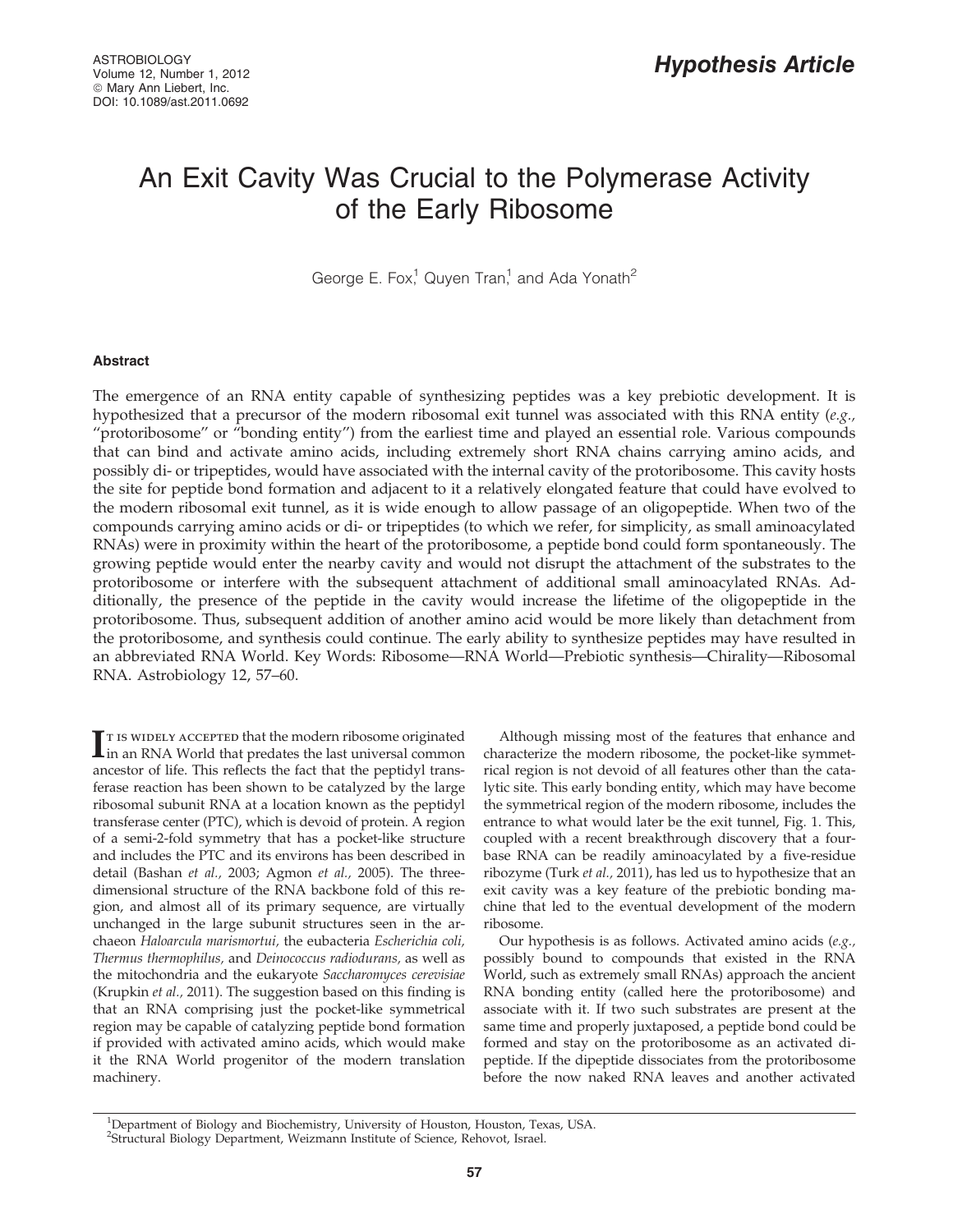*Hypothesis Article*

# An Exit Cavity Was Crucial to the Polymerase Activity of the Early Ribosome

George E. Fox,[1] Quyen Tran,[1] and Ada Yonath[2]

## Abstract

The emergence of an RNA entity capable of synthesizing peptides was a key prebiotic development. It is hypothesized that a precursor of the modern ribosomal exit tunnel was associated with this RNA entity (*e.g.,* "protoribosome" or "bonding entity") from the earliest time and played an essential role. Various compounds that can bind and activate amino acids, including extremely short RNA chains carrying amino acids, and possibly di- or tripeptides, would have associated with the internal cavity of the protoribosome. This cavity hosts the site for peptide bond formation and adjacent to it a relatively elongated feature that could have evolved to the modern ribosomal exit tunnel, as it is wide enough to allow passage of an oligopeptide. When two of the compounds carrying amino acids or di- or tripeptides (to which we refer, for simplicity, as small aminoacylated RNAs) were in proximity within the heart of the protoribosome, a peptide bond could form spontaneously. The growing peptide would enter the nearby cavity and would not disrupt the attachment of the substrates to the protoribosome or interfere with the subsequent attachment of additional small aminoacylated RNAs. Additionally, the presence of the peptide in the cavity would increase the lifetime of the oligopeptide in the protoribosome. Thus, subsequent addition of another amino acid would be more likely than detachment from the protoribosome, and synthesis could continue. The early ability to synthesize peptides may have resulted in an abbreviated RNA World. Key Words: Ribosome—RNA World—Prebiotic synthesis—Chirality—Ribosomal RNA. Astrobiology 12, 57–60.

It is widely accepted that the modern ribosome originated in an RNA World that predates the last universal common ancestor of life. This reflects the fact that the peptidyl transferase reaction has been shown to be catalyzed by the large ribosomal subunit RNA at a location known as the peptidyl transferase center (PTC), which is devoid of protein. A region of a semi-2-fold symmetry that has a pocket-like structure and includes the PTC and its environs has been described in detail (Bashan *et al.,* 2003; Agmon *et al.,* 2005). The three-dimensional structure of the RNA backbone fold of this region, and almost all of its primary sequence, are virtually unchanged in the large subunit structures seen in the archaeon *Haloarcula marismortui,* the eubacteria *Escherichia coli, Thermus thermophilus,* and *Deinococcus radiodurans,* as well as the mitochondria and the eukaryote *Saccharomyces cerevisiae* (Krupkin *et al.,* 2011). The suggestion based on this finding is that an RNA comprising just the pocket-like symmetrical region may be capable of catalyzing peptide bond formation if provided with activated amino acids, which would make it the RNA World progenitor of the modern translation machinery.

Although missing most of the features that enhance and characterize the modern ribosome, the pocket-like symmetrical region is not devoid of all features other than the catalytic site. This early bonding entity, which may have become the symmetrical region of the modern ribosome, includes the entrance to what would later be the exit tunnel, Fig. 1. This, coupled with a recent breakthrough discovery that a four-base RNA can be readily aminoacylated by a five-residue ribozyme (Turk *et al.,* 2011), has led us to hypothesize that an exit cavity was a key feature of the prebiotic bonding machine that led to the eventual development of the modern ribosome.

Our hypothesis is as follows. Activated amino acids (*e.g.,* possibly bound to compounds that existed in the RNA World, such as extremely small RNAs) approach the ancient RNA bonding entity (called here the protoribosome) and associate with it. If two such substrates are present at the same time and properly juxtaposed, a peptide bond could be formed and stay on the protoribosome as an activated dipeptide. If the dipeptide dissociates from the protoribosome before the now naked RNA leaves and another activated

[1]Department of Biology and Biochemistry, University of Houston, Houston, Texas, USA.
[2]Structural Biology Department, Weizmann Institute of Science, Rehovot, Israel.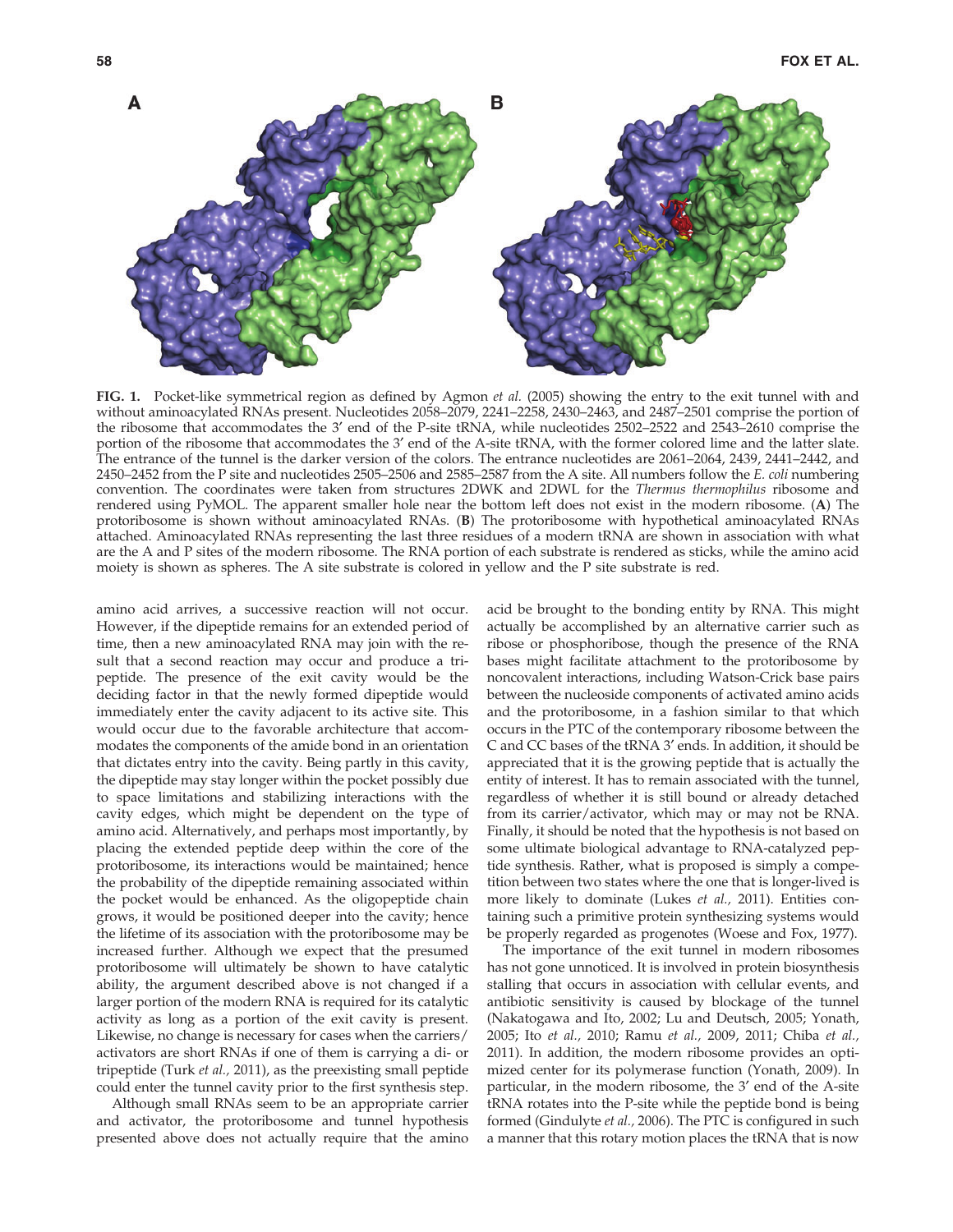**FIG. 1.** Pocket-like symmetrical region as defined by Agmon *et al.* (2005) showing the entry to the exit tunnel with and without aminoacylated RNAs present. Nucleotides 2058–2079, 2241–2258, 2430–2463, and 2487–2501 comprise the portion of the ribosome that accommodates the 3′ end of the P-site tRNA, while nucleotides 2502–2522 and 2543–2610 comprise the portion of the ribosome that accommodates the 3′ end of the A-site tRNA, with the former colored lime and the latter slate. The entrance of the tunnel is the darker version of the colors. The entrance nucleotides are 2061–2064, 2439, 2441–2442, and 2450–2452 from the P site and nucleotides 2505–2506 and 2585–2587 from the A site. All numbers follow the *E. coli* numbering convention. The coordinates were taken from structures 2DWK and 2DWL for the *Thermus thermophilus* ribosome and rendered using PyMOL. The apparent smaller hole near the bottom left does not exist in the modern ribosome. (**A**) The protoribosome is shown without aminoacylated RNAs. (**B**) The protoribosome with hypothetical aminoacylated RNAs attached. Aminoacylated RNAs representing the last three residues of a modern tRNA are shown in association with what are the A and P sites of the modern ribosome. The RNA portion of each substrate is rendered as sticks, while the amino acid moiety is shown as spheres. The A site substrate is colored in yellow and the P site substrate is red.

amino acid arrives, a successive reaction will not occur. However, if the dipeptide remains for an extended period of time, then a new aminoacylated RNA may join with the result that a second reaction may occur and produce a tripeptide. The presence of the exit cavity would be the deciding factor in that the newly formed dipeptide would immediately enter the cavity adjacent to its active site. This would occur due to the favorable architecture that accommodates the components of the amide bond in an orientation that dictates entry into the cavity. Being partly in this cavity, the dipeptide may stay longer within the pocket possibly due to space limitations and stabilizing interactions with the cavity edges, which might be dependent on the type of amino acid. Alternatively, and perhaps most importantly, by placing the extended peptide deep within the core of the protoribosome, its interactions would be maintained; hence the probability of the dipeptide remaining associated within the pocket would be enhanced. As the oligopeptide chain grows, it would be positioned deeper into the cavity; hence the lifetime of its association with the protoribosome may be increased further. Although we expect that the presumed protoribosome will ultimately be shown to have catalytic ability, the argument described above is not changed if a larger portion of the modern RNA is required for its catalytic activity as long as a portion of the exit cavity is present. Likewise, no change is necessary for cases when the carriers/activators are short RNAs if one of them is carrying a di- or tripeptide (Turk *et al.,* 2011), as the preexisting small peptide could enter the tunnel cavity prior to the first synthesis step.

Although small RNAs seem to be an appropriate carrier and activator, the protoribosome and tunnel hypothesis presented above does not actually require that the amino acid be brought to the bonding entity by RNA. This might actually be accomplished by an alternative carrier such as ribose or phosphoribose, though the presence of the RNA bases might facilitate attachment to the protoribosome by noncovalent interactions, including Watson-Crick base pairs between the nucleoside components of activated amino acids and the protoribosome, in a fashion similar to that which occurs in the PTC of the contemporary ribosome between the C and CC bases of the tRNA 3′ ends. In addition, it should be appreciated that it is the growing peptide that is actually the entity of interest. It has to remain associated with the tunnel, regardless of whether it is still bound or already detached from its carrier/activator, which may or may not be RNA. Finally, it should be noted that the hypothesis is not based on some ultimate biological advantage to RNA-catalyzed peptide synthesis. Rather, what is proposed is simply a competition between two states where the one that is longer-lived is more likely to dominate (Lukes *et al.,* 2011). Entities containing such a primitive protein synthesizing systems would be properly regarded as progenotes (Woese and Fox, 1977).

The importance of the exit tunnel in modern ribosomes has not gone unnoticed. It is involved in protein biosynthesis stalling that occurs in association with cellular events, and antibiotic sensitivity is caused by blockage of the tunnel (Nakatogawa and Ito, 2002; Lu and Deutsch, 2005; Yonath, 2005; Ito *et al.,* 2010; Ramu *et al.,* 2009, 2011; Chiba *et al.,* 2011). In addition, the modern ribosome provides an optimized center for its polymerase function (Yonath, 2009). In particular, in the modern ribosome, the 3′ end of the A-site tRNA rotates into the P-site while the peptide bond is being formed (Gindulyte *et al.,* 2006). The PTC is configured in such a manner that this rotary motion places the tRNA that is now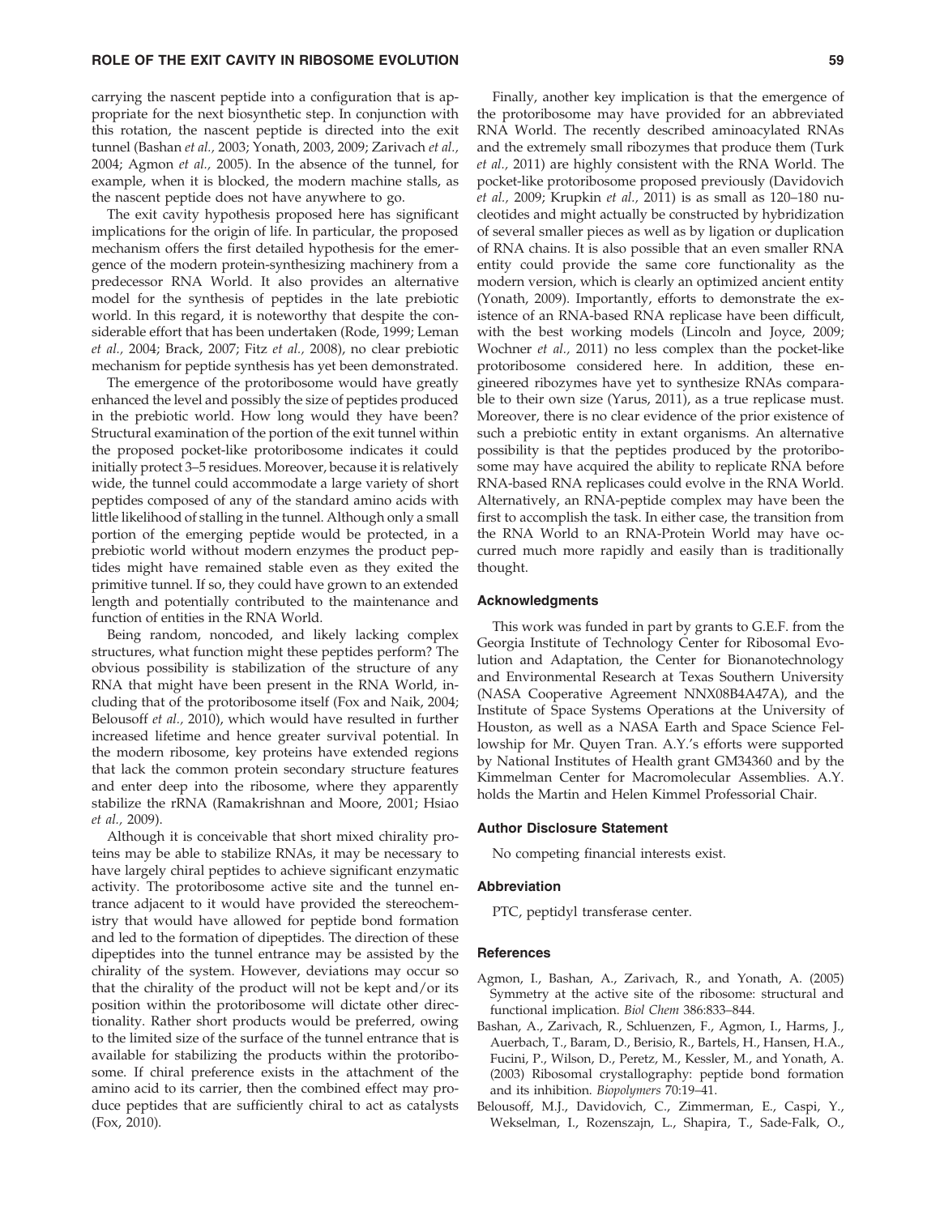carrying the nascent peptide into a configuration that is appropriate for the next biosynthetic step. In conjunction with this rotation, the nascent peptide is directed into the exit tunnel (Bashan *et al.,* 2003; Yonath, 2003, 2009; Zarivach *et al.,* 2004; Agmon *et al.,* 2005). In the absence of the tunnel, for example, when it is blocked, the modern machine stalls, as the nascent peptide does not have anywhere to go.

The exit cavity hypothesis proposed here has significant implications for the origin of life. In particular, the proposed mechanism offers the first detailed hypothesis for the emergence of the modern protein-synthesizing machinery from a predecessor RNA World. It also provides an alternative model for the synthesis of peptides in the late prebiotic world. In this regard, it is noteworthy that despite the considerable effort that has been undertaken (Rode, 1999; Leman *et al.,* 2004; Brack, 2007; Fitz *et al.,* 2008), no clear prebiotic mechanism for peptide synthesis has yet been demonstrated.

The emergence of the protoribosome would have greatly enhanced the level and possibly the size of peptides produced in the prebiotic world. How long would they have been? Structural examination of the portion of the exit tunnel within the proposed pocket-like protoribosome indicates it could initially protect 3–5 residues. Moreover, because it is relatively wide, the tunnel could accommodate a large variety of short peptides composed of any of the standard amino acids with little likelihood of stalling in the tunnel. Although only a small portion of the emerging peptide would be protected, in a prebiotic world without modern enzymes the product peptides might have remained stable even as they exited the primitive tunnel. If so, they could have grown to an extended length and potentially contributed to the maintenance and function of entities in the RNA World.

Being random, noncoded, and likely lacking complex structures, what function might these peptides perform? The obvious possibility is stabilization of the structure of any RNA that might have been present in the RNA World, including that of the protoribosome itself (Fox and Naik, 2004; Belousoff *et al.,* 2010), which would have resulted in further increased lifetime and hence greater survival potential. In the modern ribosome, key proteins have extended regions that lack the common protein secondary structure features and enter deep into the ribosome, where they apparently stabilize the rRNA (Ramakrishnan and Moore, 2001; Hsiao *et al.,* 2009).

Although it is conceivable that short mixed chirality proteins may be able to stabilize RNAs, it may be necessary to have largely chiral peptides to achieve significant enzymatic activity. The protoribosome active site and the tunnel entrance adjacent to it would have provided the stereochemistry that would have allowed for peptide bond formation and led to the formation of dipeptides. The direction of these dipeptides into the tunnel entrance may be assisted by the chirality of the system. However, deviations may occur so that the chirality of the product will not be kept and/or its position within the protoribosome will dictate other directionality. Rather short products would be preferred, owing to the limited size of the surface of the tunnel entrance that is available for stabilizing the products within the protoribosome. If chiral preference exists in the attachment of the amino acid to its carrier, then the combined effect may produce peptides that are sufficiently chiral to act as catalysts (Fox, 2010).

Finally, another key implication is that the emergence of the protoribosome may have provided for an abbreviated RNA World. The recently described aminoacylated RNAs and the extremely small ribozymes that produce them (Turk *et al.,* 2011) are highly consistent with the RNA World. The pocket-like protoribosome proposed previously (Davidovich *et al.,* 2009; Krupkin *et al.,* 2011) is as small as 120–180 nucleotides and might actually be constructed by hybridization of several smaller pieces as well as by ligation or duplication of RNA chains. It is also possible that an even smaller RNA entity could provide the same core functionality as the modern version, which is clearly an optimized ancient entity (Yonath, 2009). Importantly, efforts to demonstrate the existence of an RNA-based RNA replicase have been difficult, with the best working models (Lincoln and Joyce, 2009; Wochner *et al.,* 2011) no less complex than the pocket-like protoribosome considered here. In addition, these engineered ribozymes have yet to synthesize RNAs comparable to their own size (Yarus, 2011), as a true replicase must. Moreover, there is no clear evidence of the prior existence of such a prebiotic entity in extant organisms. An alternative possibility is that the peptides produced by the protoribosome may have acquired the ability to replicate RNA before RNA-based RNA replicases could evolve in the RNA World. Alternatively, an RNA-peptide complex may have been the first to accomplish the task. In either case, the transition from the RNA World to an RNA-Protein World may have occurred much more rapidly and easily than is traditionally thought.

### Acknowledgments

This work was funded in part by grants to G.E.F. from the Georgia Institute of Technology Center for Ribosomal Evolution and Adaptation, the Center for Bionanotechnology and Environmental Research at Texas Southern University (NASA Cooperative Agreement NNX08B4A47A), and the Institute of Space Systems Operations at the University of Houston, as well as a NASA Earth and Space Science Fellowship for Mr. Quyen Tran. A.Y.'s efforts were supported by National Institutes of Health grant GM34360 and by the Kimmelman Center for Macromolecular Assemblies. A.Y. holds the Martin and Helen Kimmel Professorial Chair.

### Author Disclosure Statement

No competing financial interests exist.

### Abbreviation

PTC, peptidyl transferase center.

### References

Agmon, I., Bashan, A., Zarivach, R., and Yonath, A. (2005) Symmetry at the active site of the ribosome: structural and functional implication. *Biol Chem* 386:833–844.

Bashan, A., Zarivach, R., Schluenzen, F., Agmon, I., Harms, J., Auerbach, T., Baram, D., Berisio, R., Bartels, H., Hansen, H.A., Fucini, P., Wilson, D., Peretz, M., Kessler, M., and Yonath, A. (2003) Ribosomal crystallography: peptide bond formation and its inhibition. *Biopolymers* 70:19–41.

Belousoff, M.J., Davidovich, C., Zimmerman, E., Caspi, Y., Wekselman, I., Rozenszajn, L., Shapira, T., Sade-Falk, O.,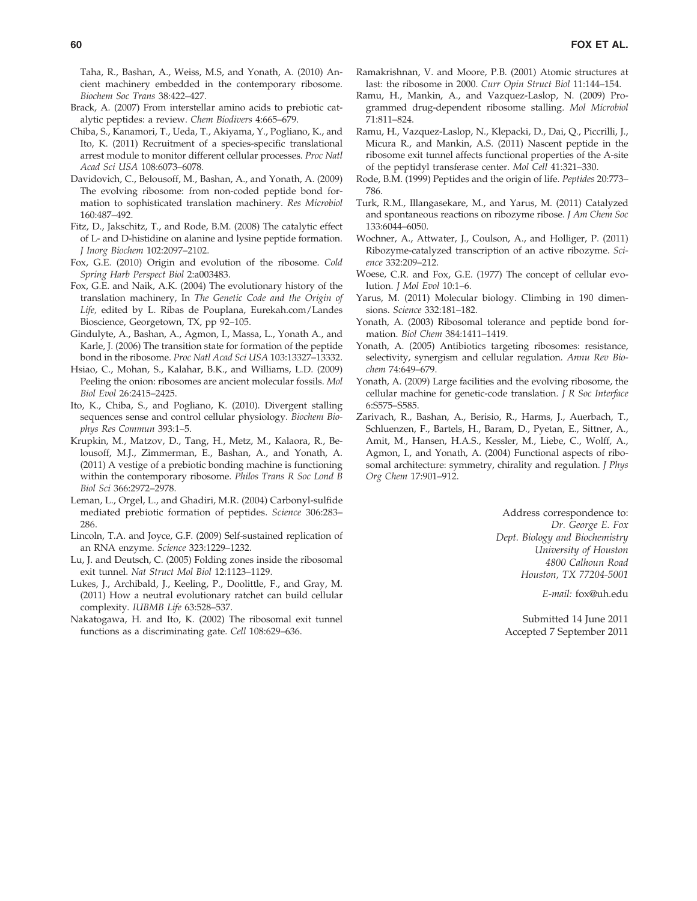Taha, R., Bashan, A., Weiss, M.S, and Yonath, A. (2010) Ancient machinery embedded in the contemporary ribosome. *Biochem Soc Trans* 38:422–427.

Brack, A. (2007) From interstellar amino acids to prebiotic catalytic peptides: a review. *Chem Biodivers* 4:665–679.

Chiba, S., Kanamori, T., Ueda, T., Akiyama, Y., Pogliano, K., and Ito, K. (2011) Recruitment of a species-specific translational arrest module to monitor different cellular processes. *Proc Natl Acad Sci USA* 108:6073–6078.

Davidovich, C., Belousoff, M., Bashan, A., and Yonath, A. (2009) The evolving ribosome: from non-coded peptide bond formation to sophisticated translation machinery. *Res Microbiol* 160:487–492.

Fitz, D., Jakschitz, T., and Rode, B.M. (2008) The catalytic effect of L- and D-histidine on alanine and lysine peptide formation. *J Inorg Biochem* 102:2097–2102.

Fox, G.E. (2010) Origin and evolution of the ribosome. *Cold Spring Harb Perspect Biol* 2:a003483.

Fox, G.E. and Naik, A.K. (2004) The evolutionary history of the translation machinery, In *The Genetic Code and the Origin of Life,* edited by L. Ribas de Pouplana, Eurekah.com/Landes Bioscience, Georgetown, TX, pp 92–105.

Gindulyte, A., Bashan, A., Agmon, I., Massa, L., Yonath A., and Karle, J. (2006) The transition state for formation of the peptide bond in the ribosome. *Proc Natl Acad Sci USA* 103:13327–13332.

Hsiao, C., Mohan, S., Kalahar, B.K., and Williams, L.D. (2009) Peeling the onion: ribosomes are ancient molecular fossils. *Mol Biol Evol* 26:2415–2425.

Ito, K., Chiba, S., and Pogliano, K. (2010). Divergent stalling sequences sense and control cellular physiology. *Biochem Biophys Res Commun* 393:1–5.

Krupkin, M., Matzov, D., Tang, H., Metz, M., Kalaora, R., Belousoff, M.J., Zimmerman, E., Bashan, A., and Yonath, A. (2011) A vestige of a prebiotic bonding machine is functioning within the contemporary ribosome. *Philos Trans R Soc Lond B Biol Sci* 366:2972–2978.

Leman, L., Orgel, L., and Ghadiri, M.R. (2004) Carbonyl-sulfide mediated prebiotic formation of peptides. *Science* 306:283–286.

Lincoln, T.A. and Joyce, G.F. (2009) Self-sustained replication of an RNA enzyme. *Science* 323:1229–1232.

Lu, J. and Deutsch, C. (2005) Folding zones inside the ribosomal exit tunnel. *Nat Struct Mol Biol* 12:1123–1129.

Lukes, J., Archibald, J., Keeling, P., Doolittle, F., and Gray, M. (2011) How a neutral evolutionary ratchet can build cellular complexity. *IUBMB Life* 63:528–537.

Nakatogawa, H. and Ito, K. (2002) The ribosomal exit tunnel functions as a discriminating gate. *Cell* 108:629–636.

Ramakrishnan, V. and Moore, P.B. (2001) Atomic structures at last: the ribosome in 2000. *Curr Opin Struct Biol* 11:144–154.

Ramu, H., Mankin, A., and Vazquez-Laslop, N. (2009) Programmed drug-dependent ribosome stalling. *Mol Microbiol* 71:811–824.

Ramu, H., Vazquez-Laslop, N., Klepacki, D., Dai, Q., Piccrilli, J., Micura R., and Mankin, A.S. (2011) Nascent peptide in the ribosome exit tunnel affects functional properties of the A-site of the peptidyl transferase center. *Mol Cell* 41:321–330.

Rode, B.M. (1999) Peptides and the origin of life. *Peptides* 20:773–786.

Turk, R.M., Illangasekare, M., and Yarus, M. (2011) Catalyzed and spontaneous reactions on ribozyme ribose. *J Am Chem Soc* 133:6044–6050.

Wochner, A., Attwater, J., Coulson, A., and Holliger, P. (2011) Ribozyme-catalyzed transcription of an active ribozyme. *Science* 332:209–212.

Woese, C.R. and Fox, G.E. (1977) The concept of cellular evolution. *J Mol Evol* 10:1–6.

Yarus, M. (2011) Molecular biology. Climbing in 190 dimensions. *Science* 332:181–182.

Yonath, A. (2003) Ribosomal tolerance and peptide bond formation. *Biol Chem* 384:1411–1419.

Yonath, A. (2005) Antibiotics targeting ribosomes: resistance, selectivity, synergism and cellular regulation. *Annu Rev Biochem* 74:649–679.

Yonath, A. (2009) Large facilities and the evolving ribosome, the cellular machine for genetic-code translation. *J R Soc Interface* 6:S575–S585.

Zarivach, R., Bashan, A., Berisio, R., Harms, J., Auerbach, T., Schluenzen, F., Bartels, H., Baram, D., Pyetan, E., Sittner, A., Amit, M., Hansen, H.A.S., Kessler, M., Liebe, C., Wolff, A., Agmon, I., and Yonath, A. (2004) Functional aspects of ribosomal architecture: symmetry, chirality and regulation. *J Phys Org Chem* 17:901–912.

Address correspondence to:
*Dr. George E. Fox*
*Dept. Biology and Biochemistry*
*University of Houston*
*4800 Calhoun Road*
*Houston, TX 77204-5001*

*E-mail:* fox@uh.edu

Submitted 14 June 2011
Accepted 7 September 2011